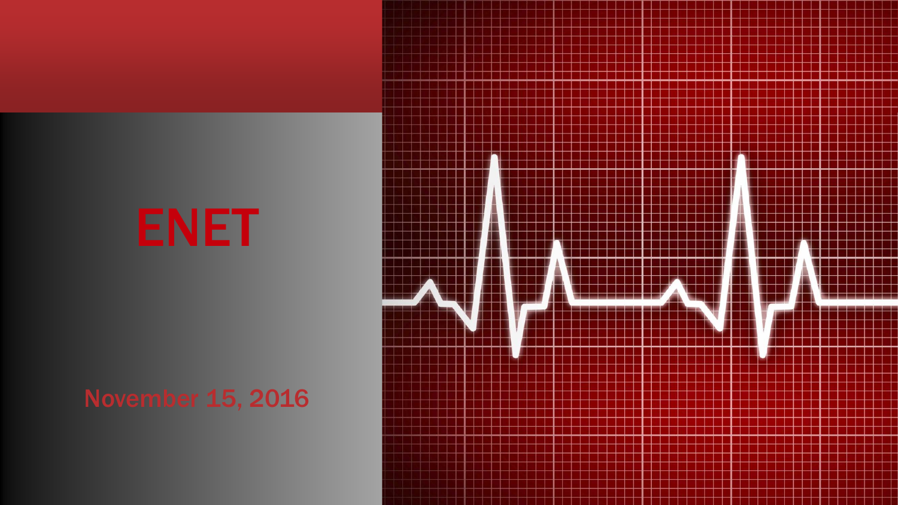# ENET

November 15, 2016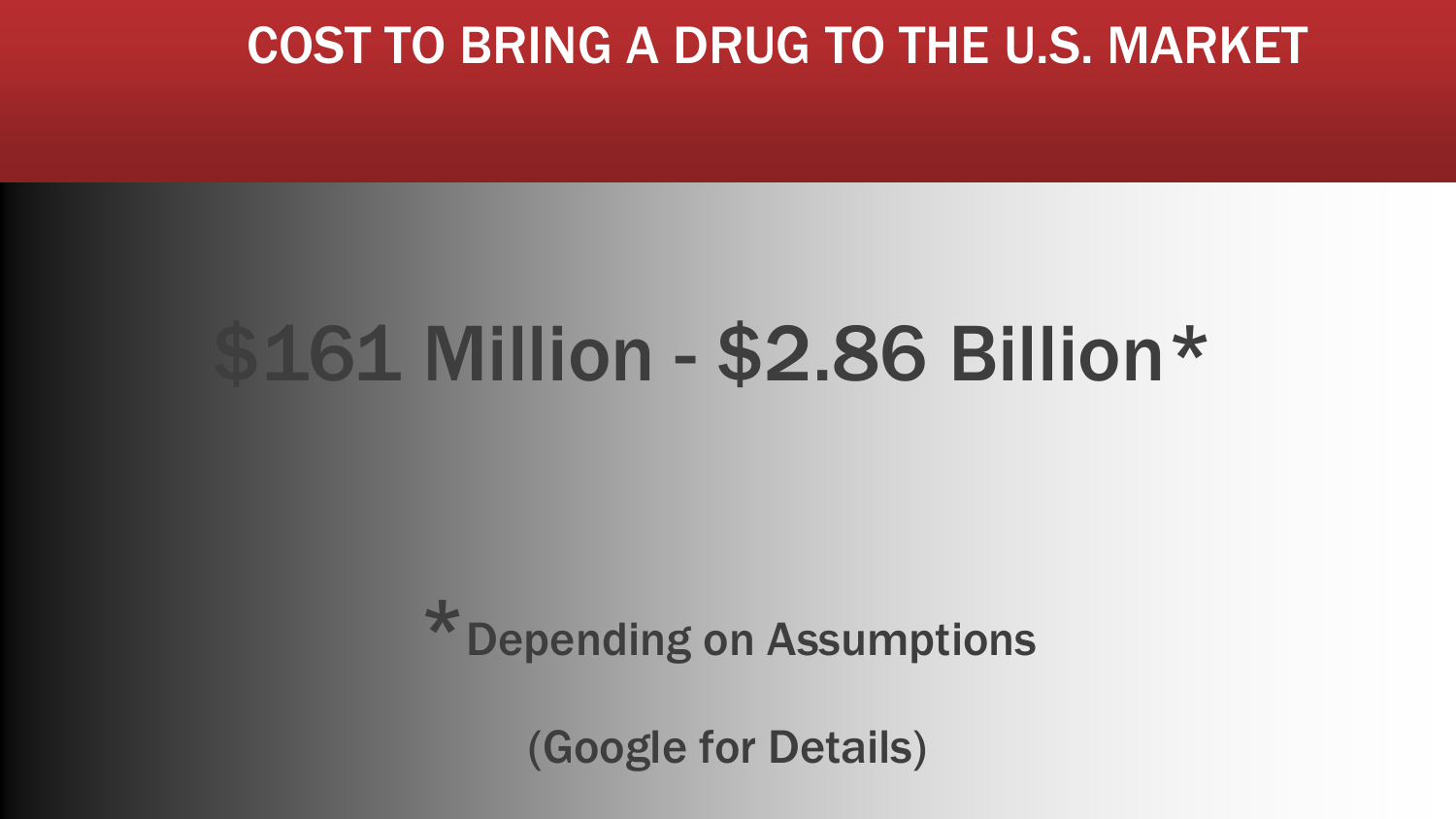# COST TO BRING A DRUG TO THE U.S. MARKET

## $161 Million - $2.86 Billion*

*Depending on Assumptions

(Google for Details)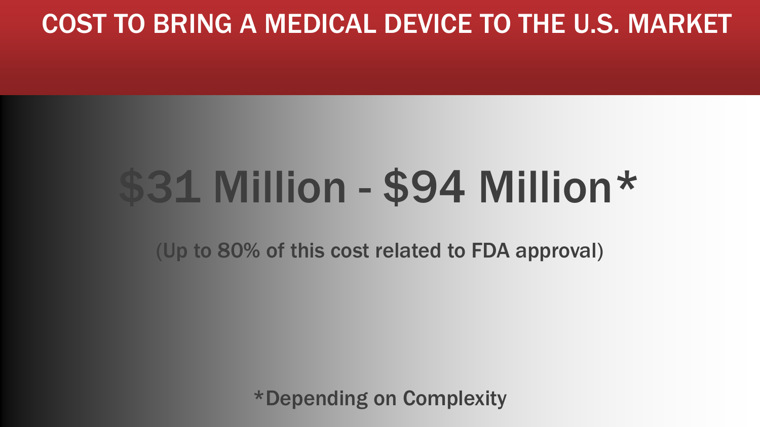# COST TO BRING A MEDICAL DEVICE TO THE U.S. MARKET

## $31 Million - $94 Million*

(Up to 80% of this cost related to FDA approval)

*Depending on Complexity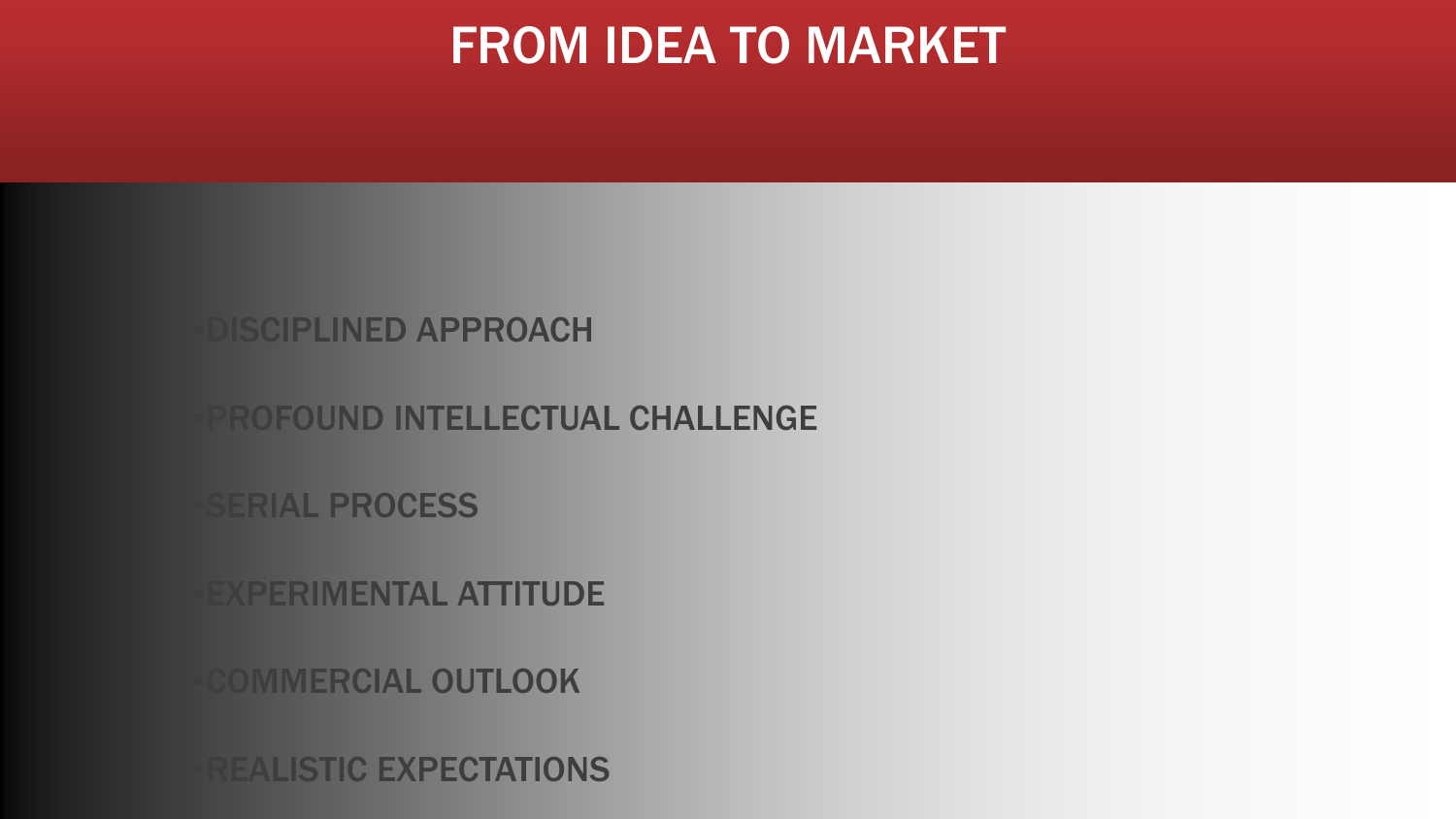# FROM IDEA TO MARKET

- DISCIPLINED APPROACH
- PROFOUND INTELLECTUAL CHALLENGE
- SERIAL PROCESS
- EXPERIMENTAL ATTITUDE
- COMMERCIAL OUTLOOK
- REALISTIC EXPECTATIONS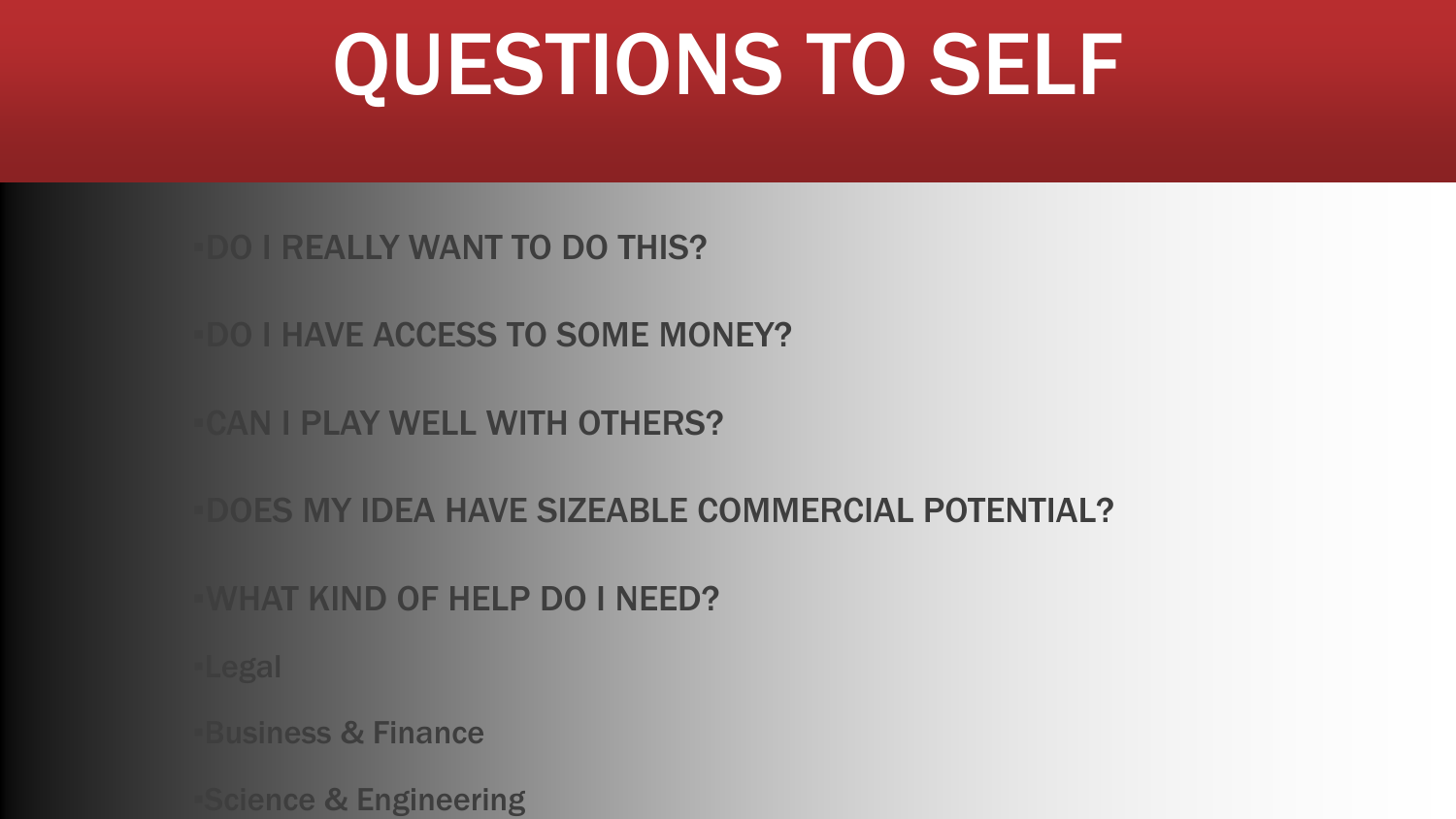# QUESTIONS TO SELF

- DO I REALLY WANT TO DO THIS?
- DO I HAVE ACCESS TO SOME MONEY?
- CAN I PLAY WELL WITH OTHERS?
- DOES MY IDEA HAVE SIZEABLE COMMERCIAL POTENTIAL?
- WHAT KIND OF HELP DO I NEED?
  - Legal
  - Business & Finance
  - Science & Engineering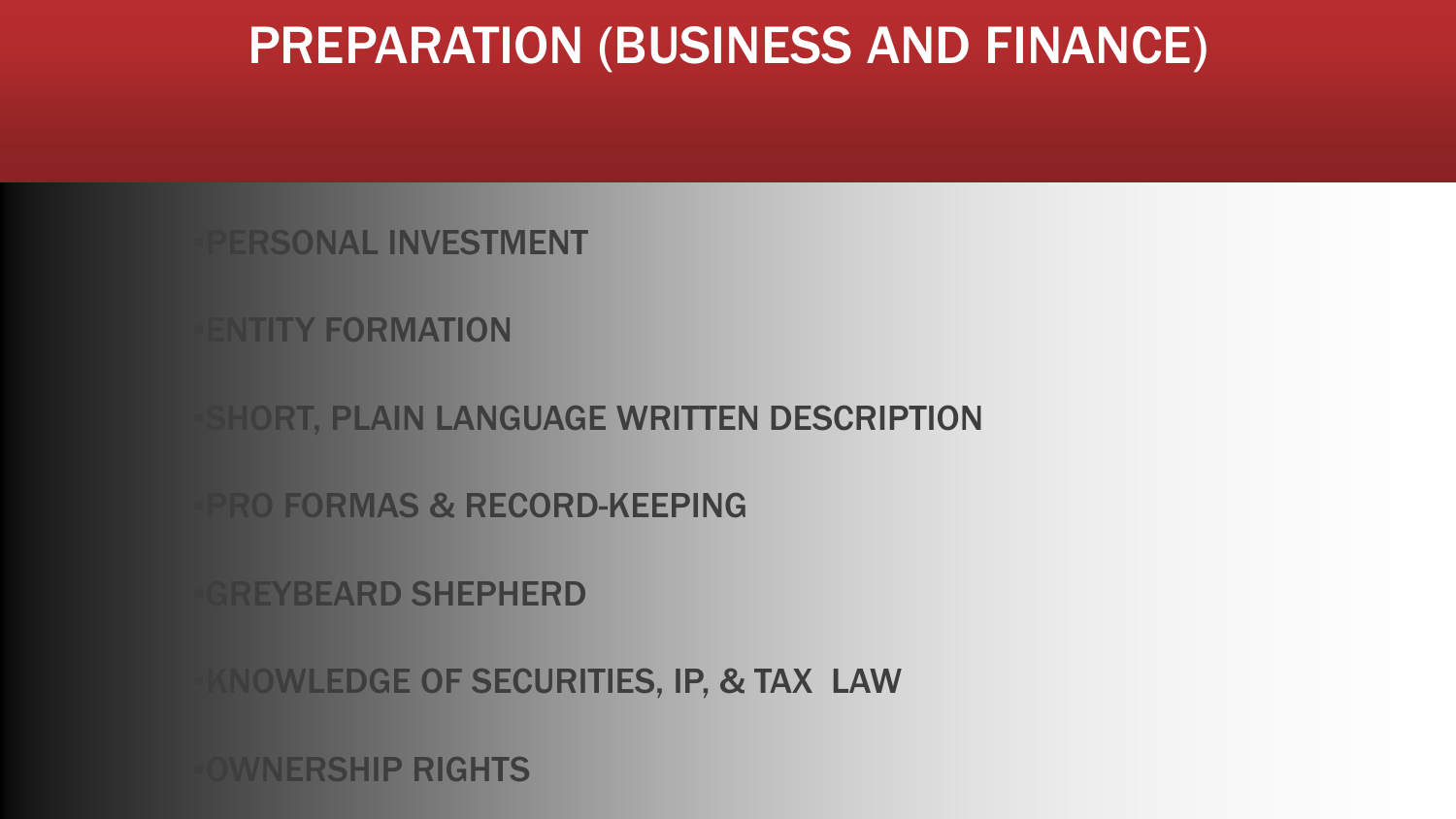# PREPARATION (BUSINESS AND FINANCE)

- PERSONAL INVESTMENT
- ENTITY FORMATION
- SHORT, PLAIN LANGUAGE WRITTEN DESCRIPTION
- PRO FORMAS & RECORD-KEEPING
- GREYBEARD SHEPHERD
- KNOWLEDGE OF SECURITIES, IP, & TAX LAW
- OWNERSHIP RIGHTS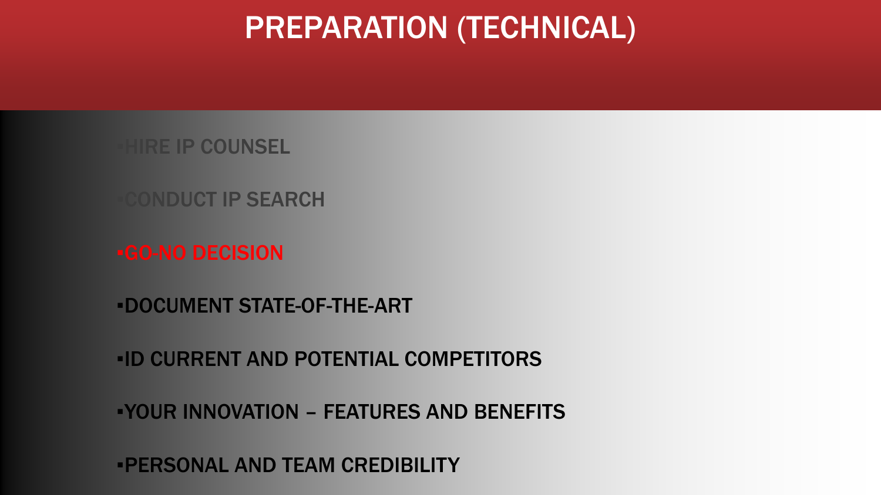# PREPARATION (TECHNICAL)

- HIRE IP COUNSEL
- CONDUCT IP SEARCH
- GO-NO DECISION
- DOCUMENT STATE-OF-THE-ART
- ID CURRENT AND POTENTIAL COMPETITORS
- YOUR INNOVATION – FEATURES AND BENEFITS
- PERSONAL AND TEAM CREDIBILITY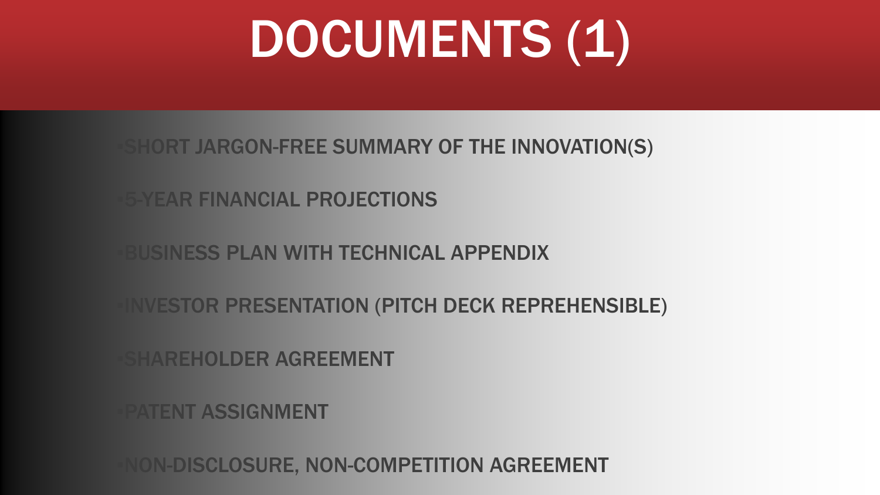# DOCUMENTS (1)

- SHORT JARGON-FREE SUMMARY OF THE INNOVATION(S)
- 5-YEAR FINANCIAL PROJECTIONS
- BUSINESS PLAN WITH TECHNICAL APPENDIX
- INVESTOR PRESENTATION (PITCH DECK REPREHENSIBLE)
- SHAREHOLDER AGREEMENT
- PATENT ASSIGNMENT
- NON-DISCLOSURE, NON-COMPETITION AGREEMENT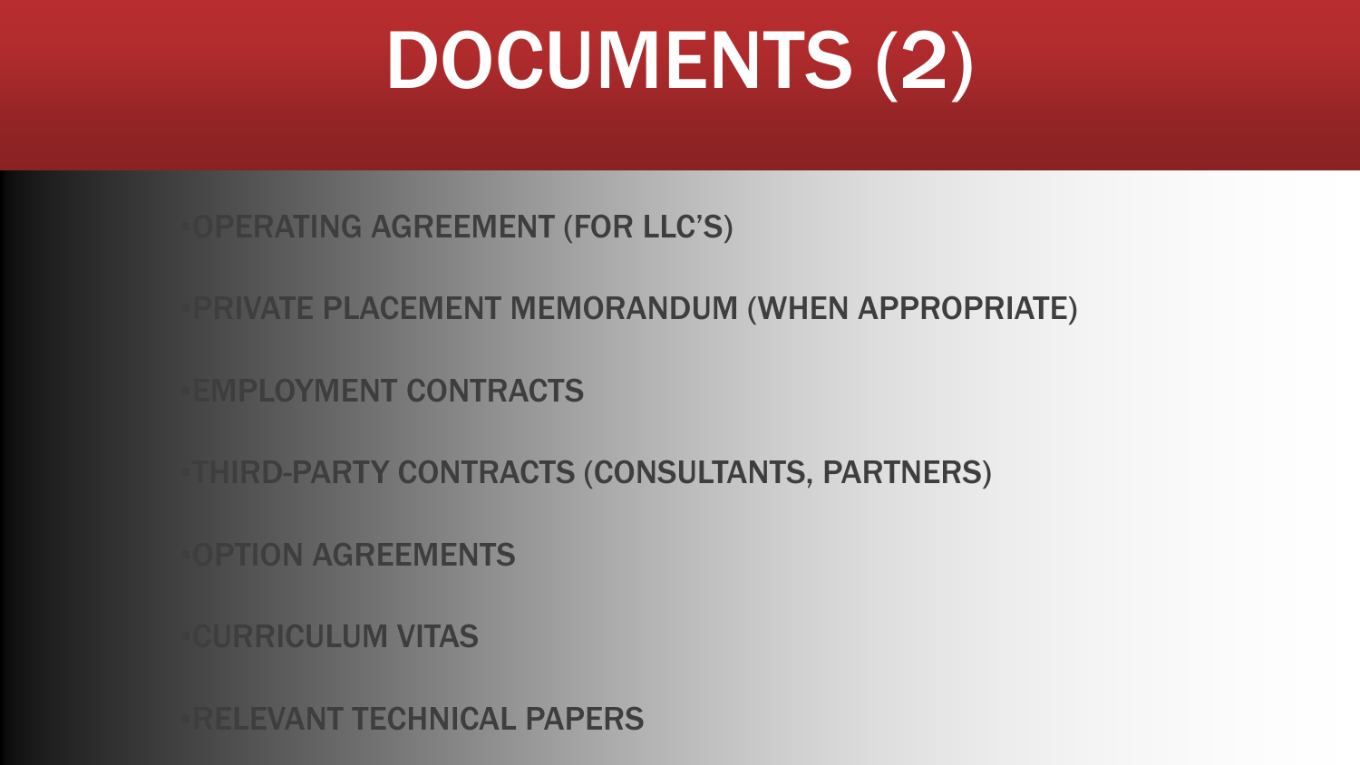# DOCUMENTS (2)

- OPERATING AGREEMENT (FOR LLC'S)
- PRIVATE PLACEMENT MEMORANDUM (WHEN APPROPRIATE)
- EMPLOYMENT CONTRACTS
- THIRD-PARTY CONTRACTS (CONSULTANTS, PARTNERS)
- OPTION AGREEMENTS
- CURRICULUM VITAS
- RELEVANT TECHNICAL PAPERS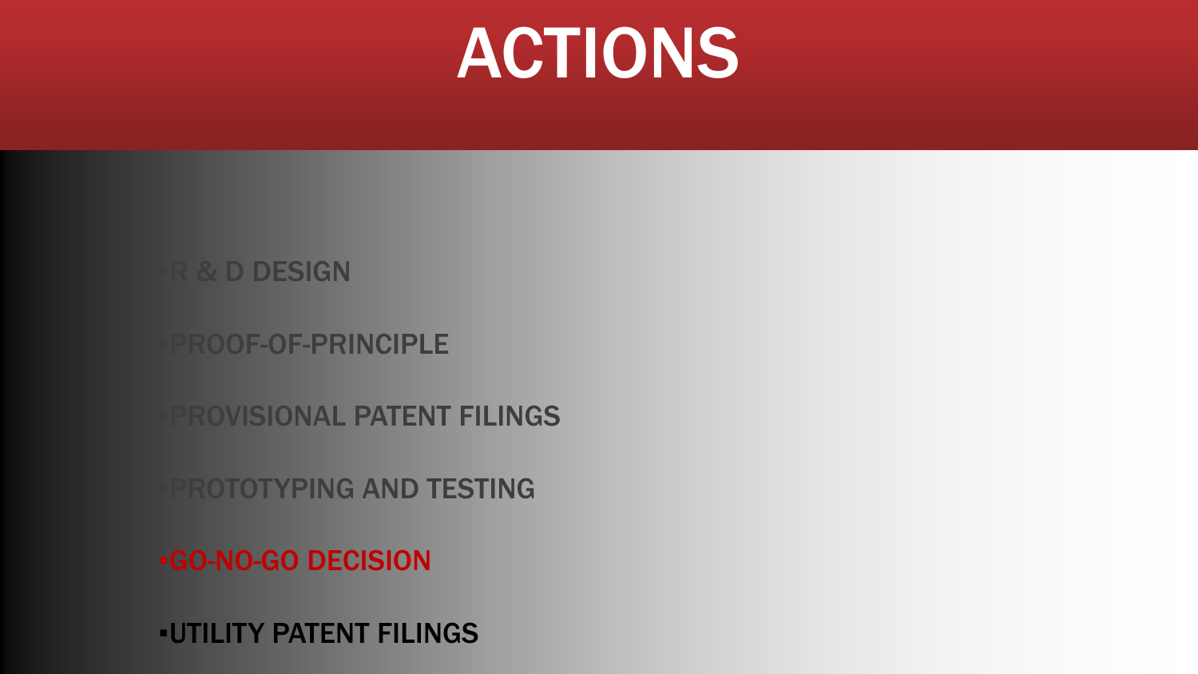# ACTIONS

- R & D DESIGN
- PROOF-OF-PRINCIPLE
- PROVISIONAL PATENT FILINGS
- PROTOTYPING AND TESTING
- GO-NO-GO DECISION
- UTILITY PATENT FILINGS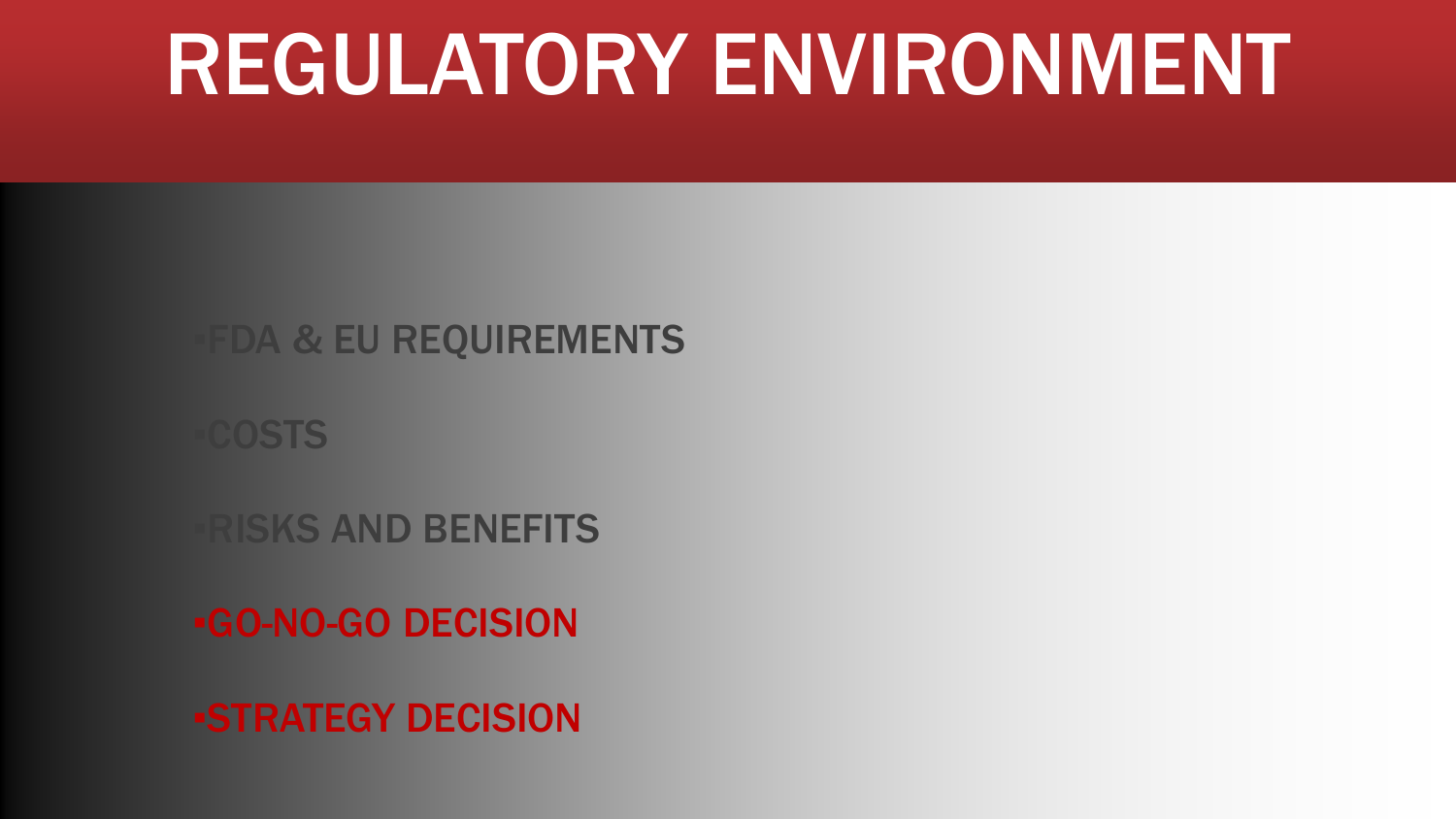# REGULATORY ENVIRONMENT

- FDA & EU REQUIREMENTS
- COSTS
- RISKS AND BENEFITS
- GO-NO-GO DECISION
- STRATEGY DECISION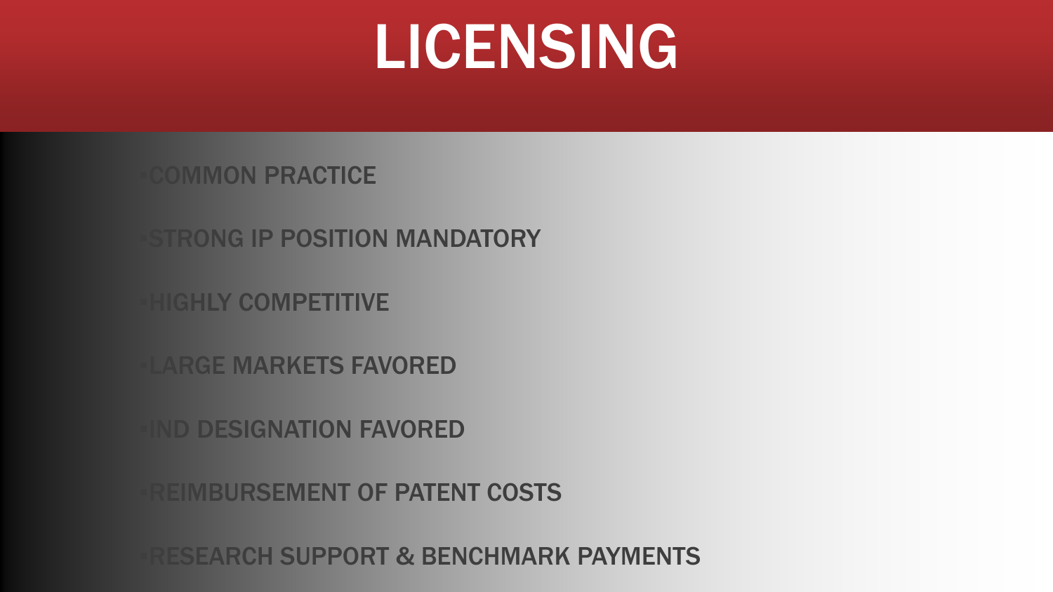# LICENSING

- COMMON PRACTICE
- STRONG IP POSITION MANDATORY
- HIGHLY COMPETITIVE
- LARGE MARKETS FAVORED
- IND DESIGNATION FAVORED
- REIMBURSEMENT OF PATENT COSTS
- RESEARCH SUPPORT & BENCHMARK PAYMENTS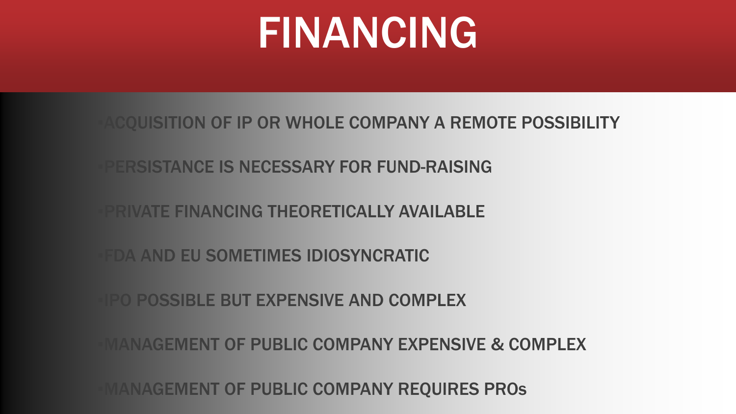# FINANCING

- ACQUISITION OF IP OR WHOLE COMPANY A REMOTE POSSIBILITY
- PERSISTANCE IS NECESSARY FOR FUND-RAISING
- PRIVATE FINANCING THEORETICALLY AVAILABLE
- FDA AND EU SOMETIMES IDIOSYNCRATIC
- IPO POSSIBLE BUT EXPENSIVE AND COMPLEX
- MANAGEMENT OF PUBLIC COMPANY EXPENSIVE & COMPLEX
- MANAGEMENT OF PUBLIC COMPANY REQUIRES PROs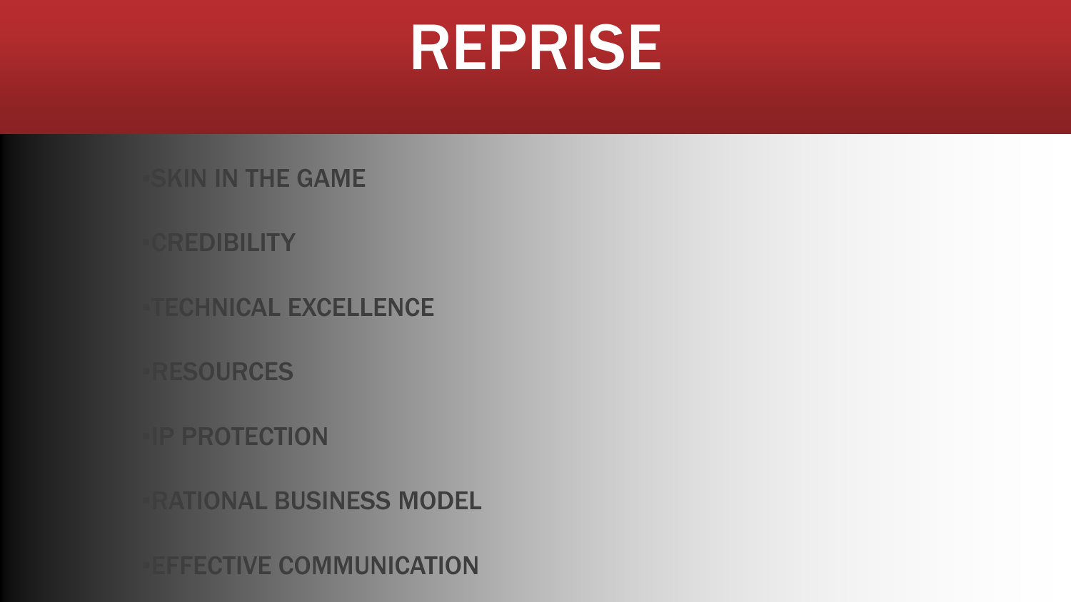# REPRISE

- SKIN IN THE GAME
- CREDIBILITY
- TECHNICAL EXCELLENCE
- RESOURCES
- IP PROTECTION
- RATIONAL BUSINESS MODEL
- EFFECTIVE COMMUNICATION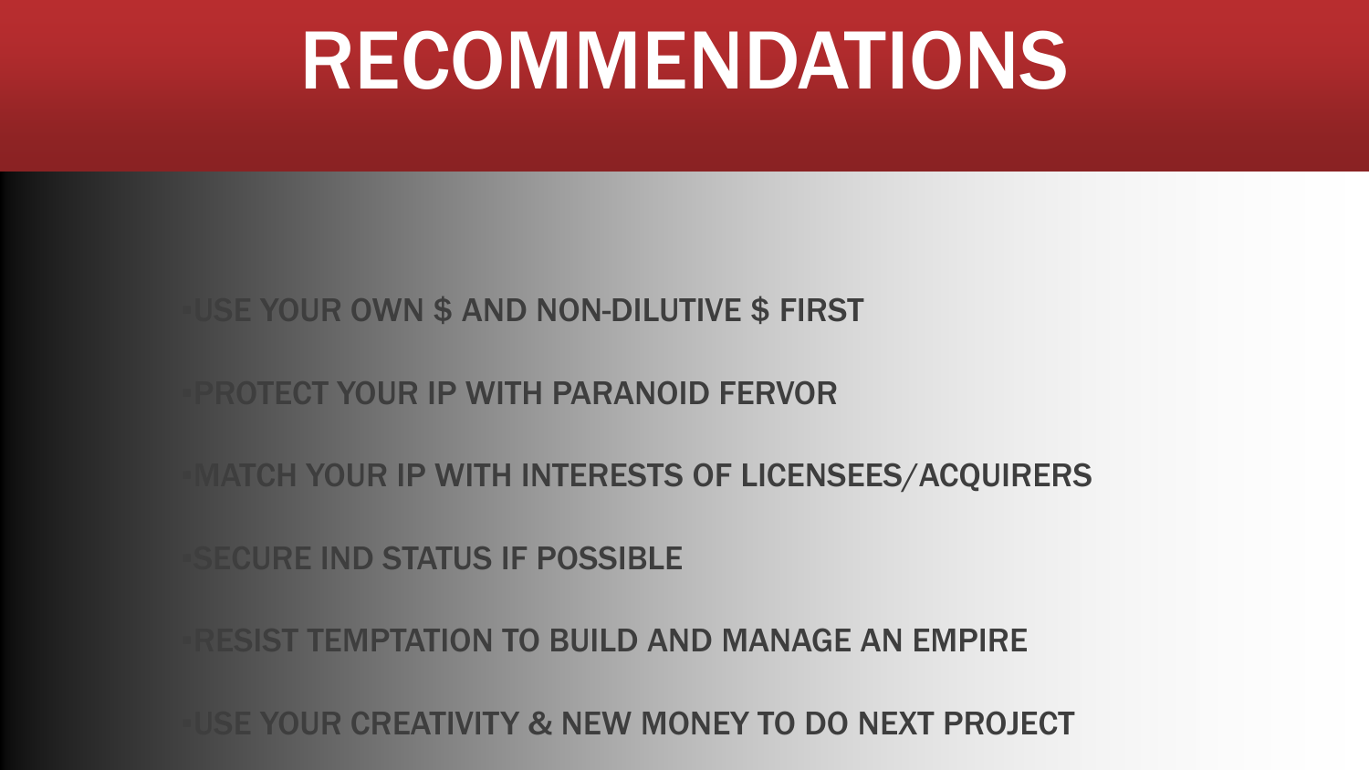# RECOMMENDATIONS

- USE YOUR OWN $ AND NON-DILUTIVE $ FIRST
- PROTECT YOUR IP WITH PARANOID FERVOR
- MATCH YOUR IP WITH INTERESTS OF LICENSEES/ACQUIRERS
- SECURE IND STATUS IF POSSIBLE
- RESIST TEMPTATION TO BUILD AND MANAGE AN EMPIRE
- USE YOUR CREATIVITY & NEW MONEY TO DO NEXT PROJECT